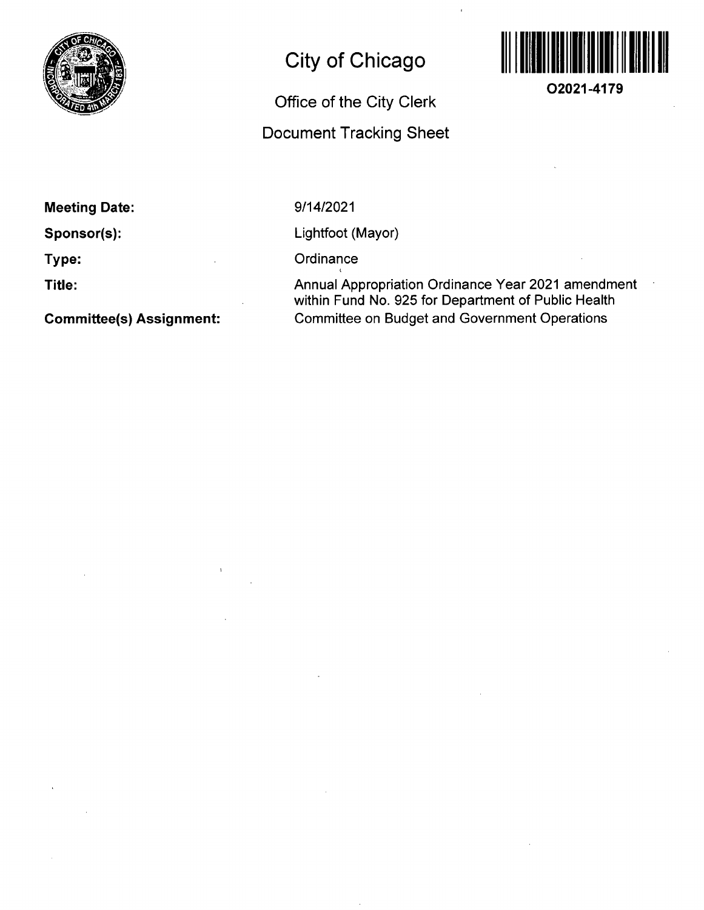# City of Chicago

## Office of the City Clerk

## Document Tracking Sheet

**O2021-4179**

| | |
|---|---|
| **Meeting Date:** | 9/14/2021 |
| **Sponsor(s):** | Lightfoot (Mayor) |
| **Type:** | Ordinance |
| **Title:** | Annual Appropriation Ordinance Year 2021 amendment within Fund No. 925 for Department of Public Health |
| **Committee(s) Assignment:** | Committee on Budget and Government Operations |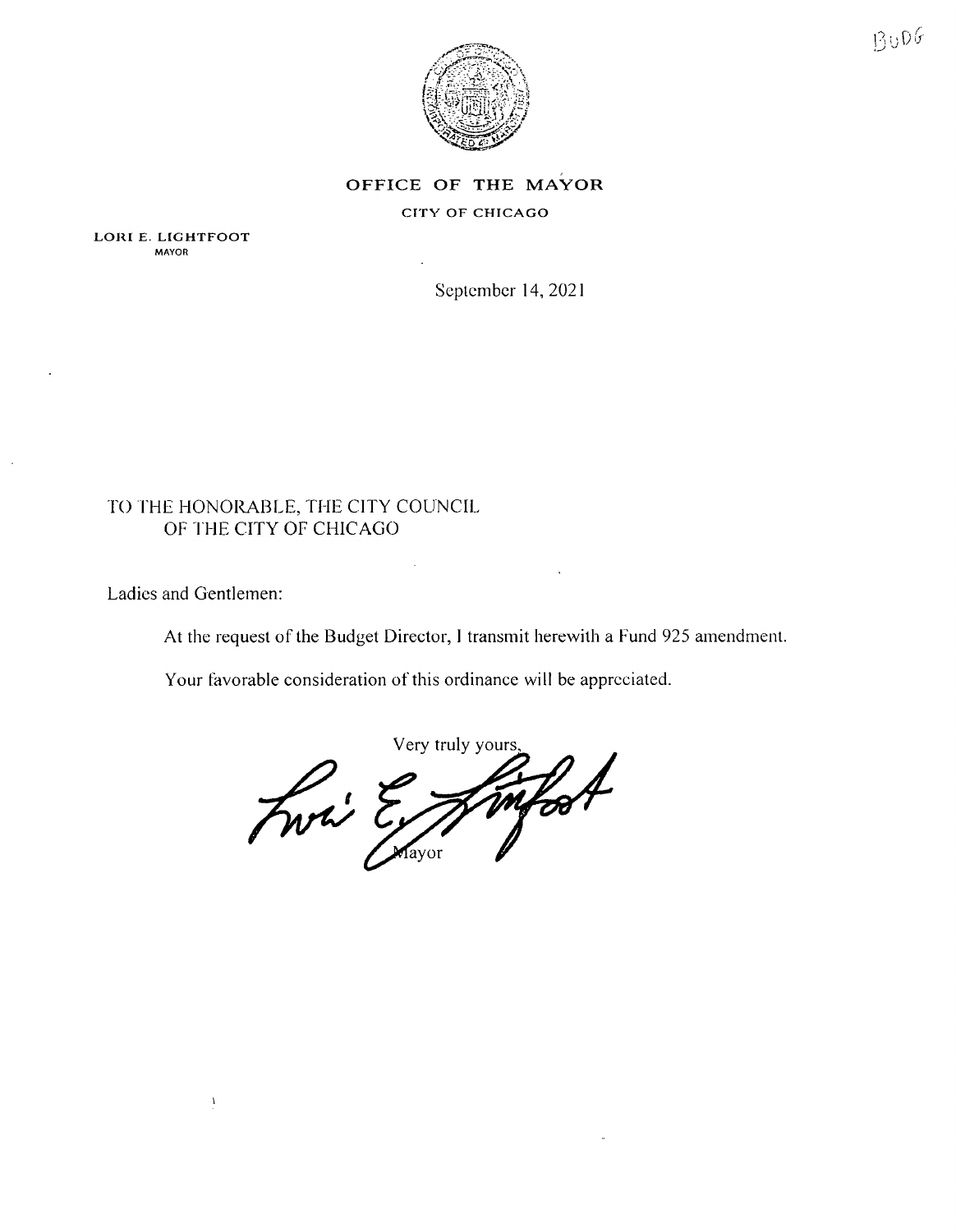BUDG

**OFFICE OF THE MAYOR**

**CITY OF CHICAGO**

**LORI E. LIGHTFOOT**
MAYOR

September 14, 2021

TO THE HONORABLE, THE CITY COUNCIL
OF THE CITY OF CHICAGO

Ladies and Gentlemen:

At the request of the Budget Director, I transmit herewith a Fund 925 amendment.

Your favorable consideration of this ordinance will be appreciated.

Very truly yours,

Mayor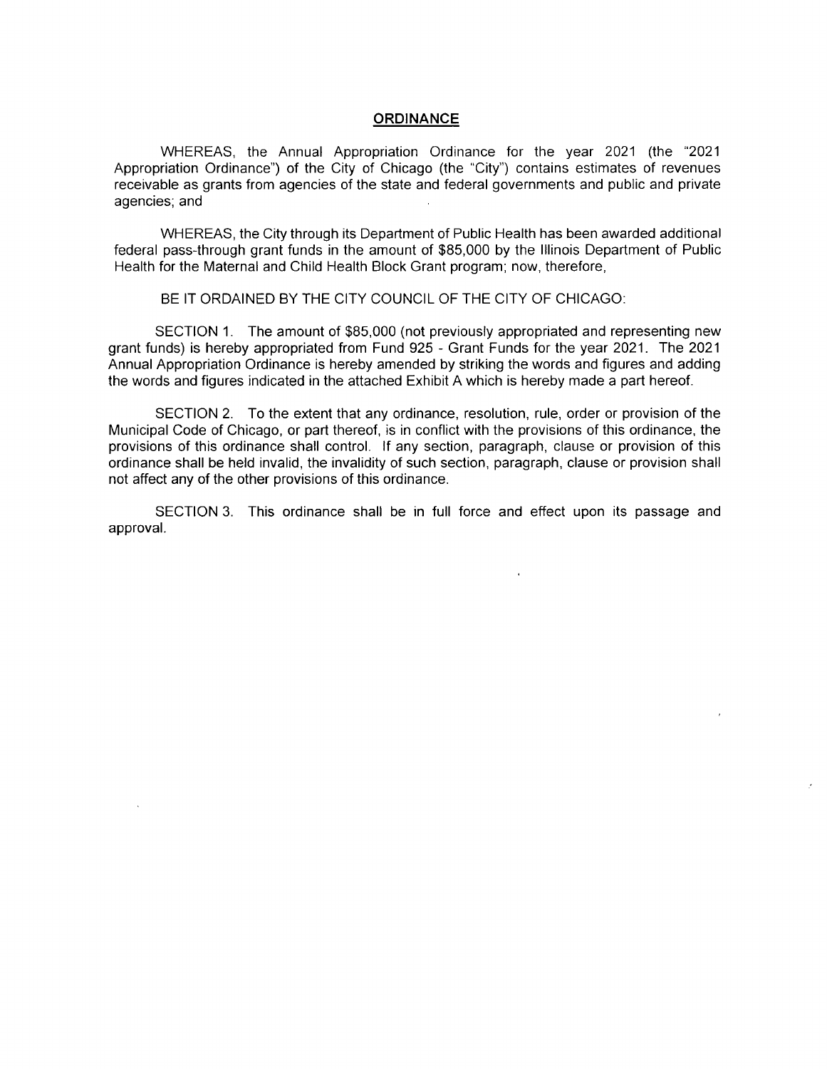# ORDINANCE

WHEREAS, the Annual Appropriation Ordinance for the year 2021 (the "2021 Appropriation Ordinance") of the City of Chicago (the "City") contains estimates of revenues receivable as grants from agencies of the state and federal governments and public and private agencies; and

WHEREAS, the City through its Department of Public Health has been awarded additional federal pass-through grant funds in the amount of $85,000 by the Illinois Department of Public Health for the Maternal and Child Health Block Grant program; now, therefore,

BE IT ORDAINED BY THE CITY COUNCIL OF THE CITY OF CHICAGO:

SECTION 1. The amount of $85,000 (not previously appropriated and representing new grant funds) is hereby appropriated from Fund 925 - Grant Funds for the year 2021. The 2021 Annual Appropriation Ordinance is hereby amended by striking the words and figures and adding the words and figures indicated in the attached Exhibit A which is hereby made a part hereof.

SECTION 2. To the extent that any ordinance, resolution, rule, order or provision of the Municipal Code of Chicago, or part thereof, is in conflict with the provisions of this ordinance, the provisions of this ordinance shall control. If any section, paragraph, clause or provision of this ordinance shall be held invalid, the invalidity of such section, paragraph, clause or provision shall not affect any of the other provisions of this ordinance.

SECTION 3. This ordinance shall be in full force and effect upon its passage and approval.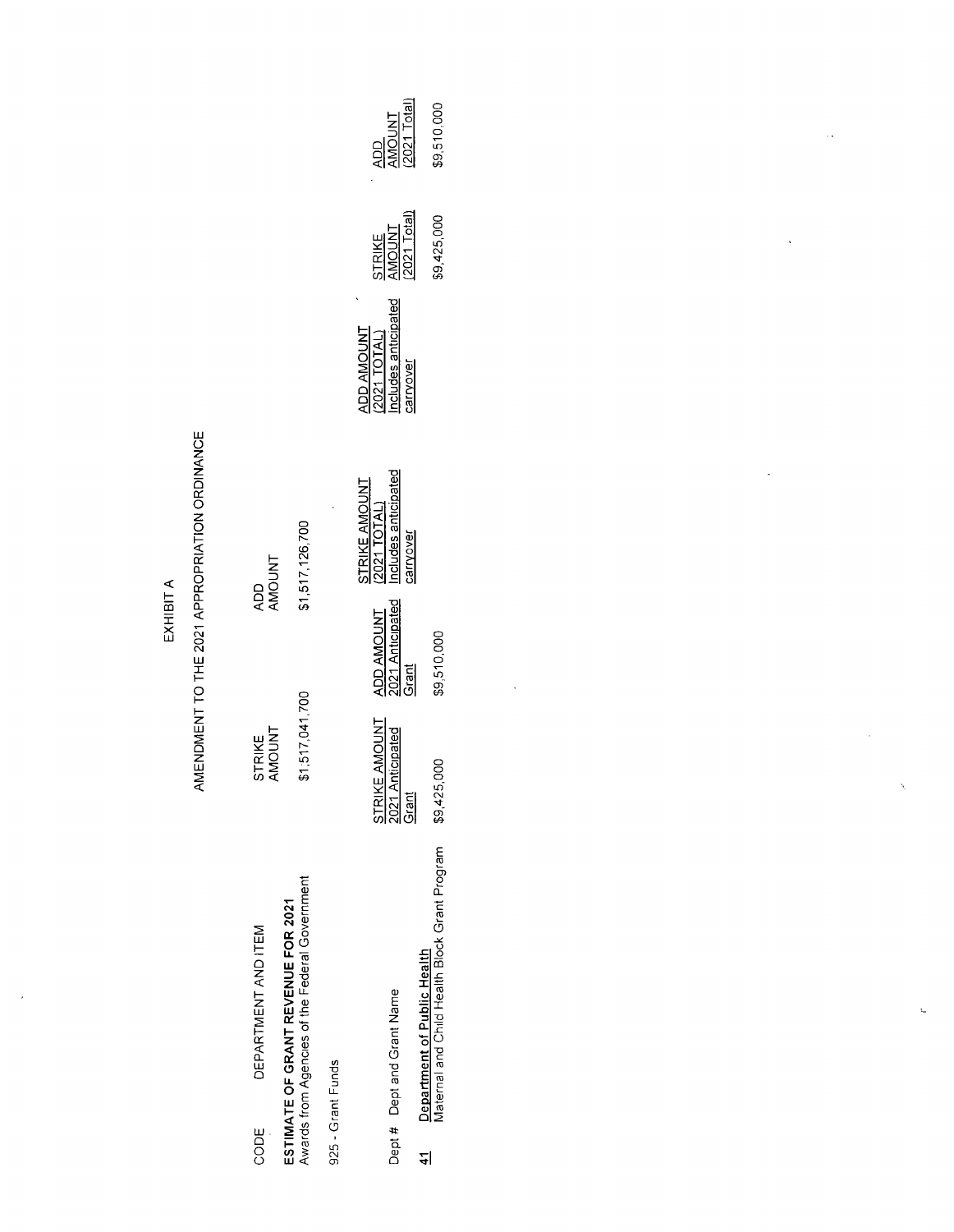# EXHIBIT A

## AMENDMENT TO THE 2021 APPROPRIATION ORDINANCE

| CODE | DEPARTMENT AND ITEM | STRIKE AMOUNT | ADD AMOUNT |
|---|---|---|---|
| | **ESTIMATE OF GRANT REVENUE FOR 2021** | | |
| | Awards from Agencies of the Federal Government | $1,517,041,700 | $1,517,126,700 |

925 - Grant Funds

| Dept # | Dept and Grant Name | STRIKE AMOUNT 2021 Anticipated Grant | ADD AMOUNT 2021 Anticipated Grant | STRIKE AMOUNT (2021 TOTAL) Includes anticipated carryover | ADD AMOUNT (2021 TOTAL) Includes anticipated carryover | STRIKE AMOUNT (2021 Total) | ADD AMOUNT (2021 Total) |
|---|---|---|---|---|---|---|---|
| 41 | Department of Public Health | | | | | | |
| | Maternal and Child Health Block Grant Program | $9,425,000 | $9,510,000 | | | $9,425,000 | $9,510,000 |